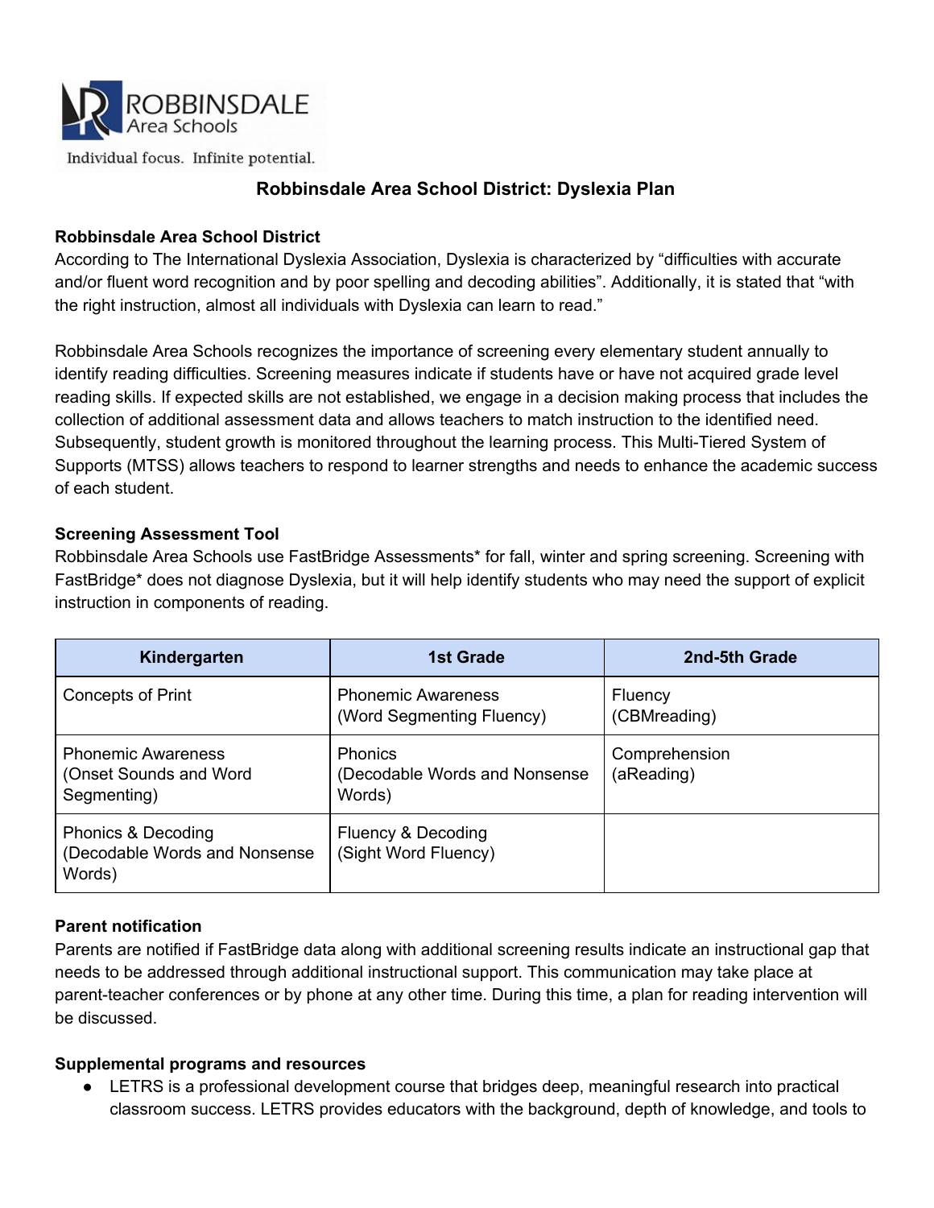ROBBINSDALE Area Schools

Individual focus. Infinite potential.

# Robbinsdale Area School District: Dyslexia Plan

**Robbinsdale Area School District**

According to The International Dyslexia Association, Dyslexia is characterized by "difficulties with accurate and/or fluent word recognition and by poor spelling and decoding abilities". Additionally, it is stated that "with the right instruction, almost all individuals with Dyslexia can learn to read."

Robbinsdale Area Schools recognizes the importance of screening every elementary student annually to identify reading difficulties. Screening measures indicate if students have or have not acquired grade level reading skills. If expected skills are not established, we engage in a decision making process that includes the collection of additional assessment data and allows teachers to match instruction to the identified need. Subsequently, student growth is monitored throughout the learning process. This Multi-Tiered System of Supports (MTSS) allows teachers to respond to learner strengths and needs to enhance the academic success of each student.

**Screening Assessment Tool**

Robbinsdale Area Schools use FastBridge Assessments* for fall, winter and spring screening. Screening with FastBridge* does not diagnose Dyslexia, but it will help identify students who may need the support of explicit instruction in components of reading.

| Kindergarten | 1st Grade | 2nd-5th Grade |
|---|---|---|
| Concepts of Print | Phonemic Awareness (Word Segmenting Fluency) | Fluency (CBMreading) |
| Phonemic Awareness (Onset Sounds and Word Segmenting) | Phonics (Decodable Words and Nonsense Words) | Comprehension (aReading) |
| Phonics & Decoding (Decodable Words and Nonsense Words) | Fluency & Decoding (Sight Word Fluency) | |

**Parent notification**

Parents are notified if FastBridge data along with additional screening results indicate an instructional gap that needs to be addressed through additional instructional support. This communication may take place at parent-teacher conferences or by phone at any other time. During this time, a plan for reading intervention will be discussed.

**Supplemental programs and resources**

- LETRS is a professional development course that bridges deep, meaningful research into practical classroom success. LETRS provides educators with the background, depth of knowledge, and tools to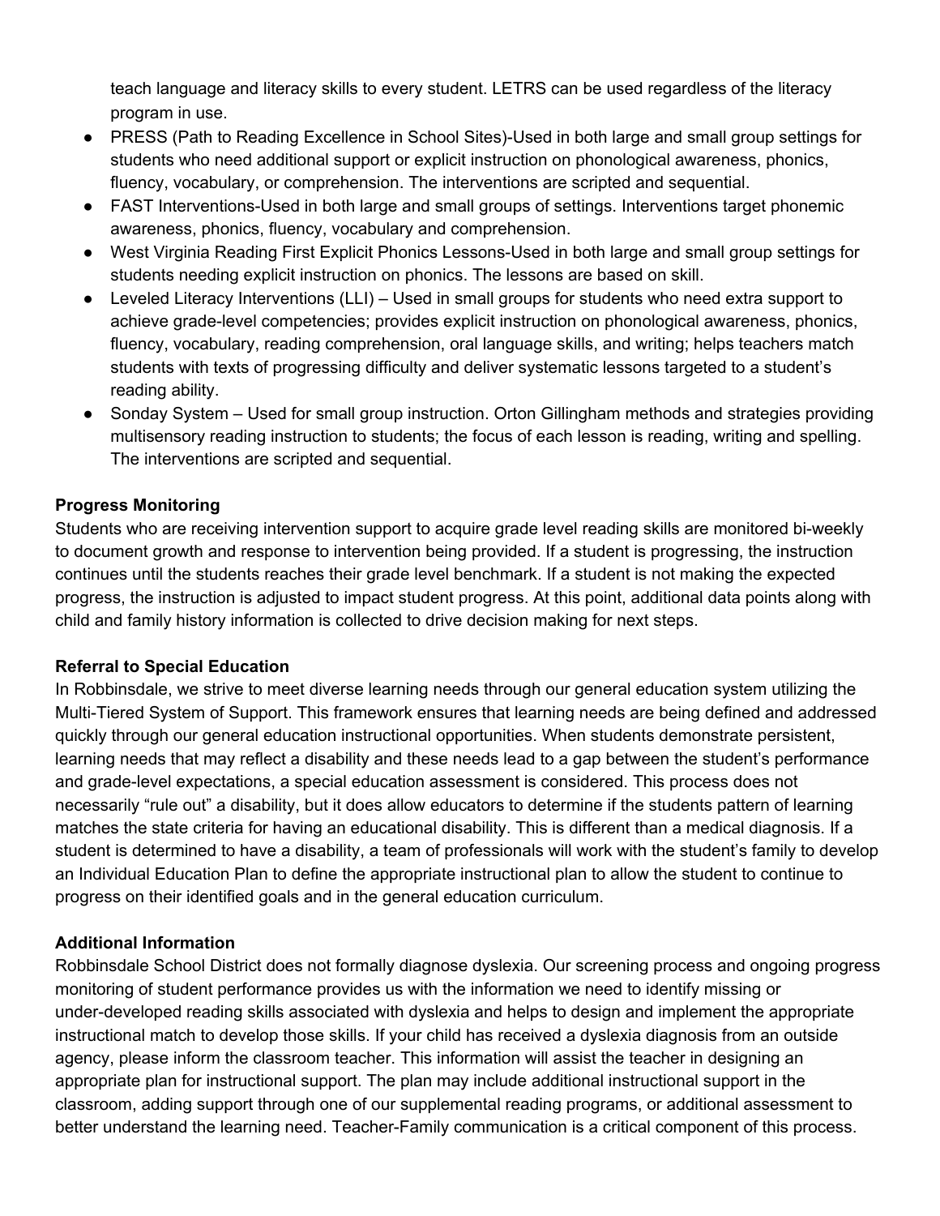teach language and literacy skills to every student. LETRS can be used regardless of the literacy program in use.

- PRESS (Path to Reading Excellence in School Sites)-Used in both large and small group settings for students who need additional support or explicit instruction on phonological awareness, phonics, fluency, vocabulary, or comprehension. The interventions are scripted and sequential.
- FAST Interventions-Used in both large and small groups of settings. Interventions target phonemic awareness, phonics, fluency, vocabulary and comprehension.
- West Virginia Reading First Explicit Phonics Lessons-Used in both large and small group settings for students needing explicit instruction on phonics. The lessons are based on skill.
- Leveled Literacy Interventions (LLI) – Used in small groups for students who need extra support to achieve grade-level competencies; provides explicit instruction on phonological awareness, phonics, fluency, vocabulary, reading comprehension, oral language skills, and writing; helps teachers match students with texts of progressing difficulty and deliver systematic lessons targeted to a student's reading ability.
- Sonday System – Used for small group instruction. Orton Gillingham methods and strategies providing multisensory reading instruction to students; the focus of each lesson is reading, writing and spelling. The interventions are scripted and sequential.

**Progress Monitoring**

Students who are receiving intervention support to acquire grade level reading skills are monitored bi-weekly to document growth and response to intervention being provided. If a student is progressing, the instruction continues until the students reaches their grade level benchmark. If a student is not making the expected progress, the instruction is adjusted to impact student progress. At this point, additional data points along with child and family history information is collected to drive decision making for next steps.

**Referral to Special Education**

In Robbinsdale, we strive to meet diverse learning needs through our general education system utilizing the Multi-Tiered System of Support. This framework ensures that learning needs are being defined and addressed quickly through our general education instructional opportunities. When students demonstrate persistent, learning needs that may reflect a disability and these needs lead to a gap between the student's performance and grade-level expectations, a special education assessment is considered. This process does not necessarily "rule out" a disability, but it does allow educators to determine if the students pattern of learning matches the state criteria for having an educational disability. This is different than a medical diagnosis. If a student is determined to have a disability, a team of professionals will work with the student's family to develop an Individual Education Plan to define the appropriate instructional plan to allow the student to continue to progress on their identified goals and in the general education curriculum.

**Additional Information**

Robbinsdale School District does not formally diagnose dyslexia. Our screening process and ongoing progress monitoring of student performance provides us with the information we need to identify missing or under-developed reading skills associated with dyslexia and helps to design and implement the appropriate instructional match to develop those skills. If your child has received a dyslexia diagnosis from an outside agency, please inform the classroom teacher. This information will assist the teacher in designing an appropriate plan for instructional support. The plan may include additional instructional support in the classroom, adding support through one of our supplemental reading programs, or additional assessment to better understand the learning need. Teacher-Family communication is a critical component of this process.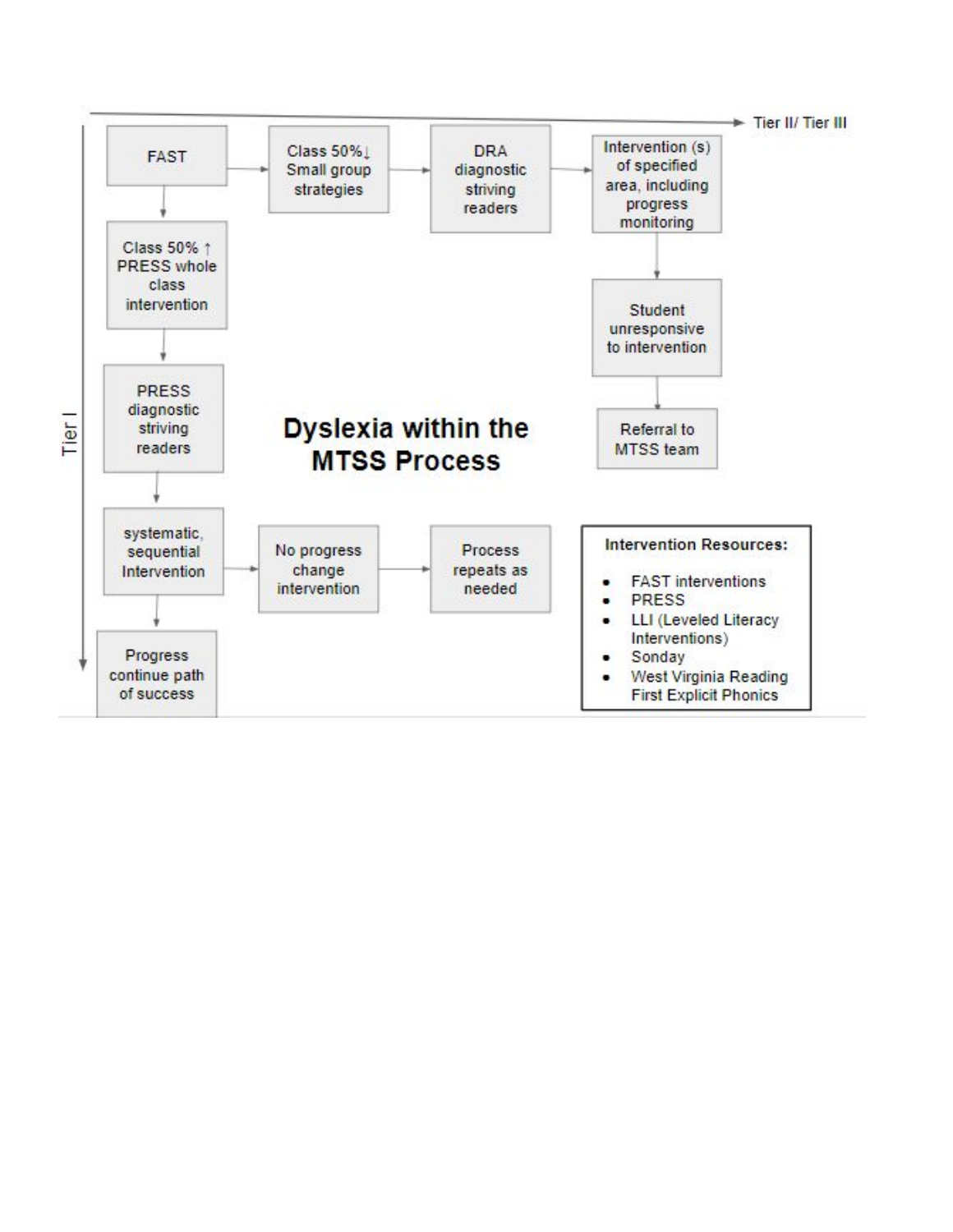# Dyslexia within the MTSS Process

Tier I (vertical axis) → Tier II/ Tier III (horizontal axis)

**Tier II/ Tier III path:**

- FAST → Class 50%↓ Small group strategies → DRA diagnostic striving readers → Intervention (s) of specified area, including progress monitoring → Student unresponsive to intervention → Referral to MTSS team

**Tier I path:**

- FAST → Class 50% ↑ PRESS whole class intervention → PRESS diagnostic striving readers → systematic, sequential Intervention → Progress continue path of success
- systematic, sequential Intervention → No progress change intervention → Process repeats as needed

**Intervention Resources:**

- FAST interventions
- PRESS
- LLI (Leveled Literacy Interventions)
- Sonday
- West Virginia Reading First Explicit Phonics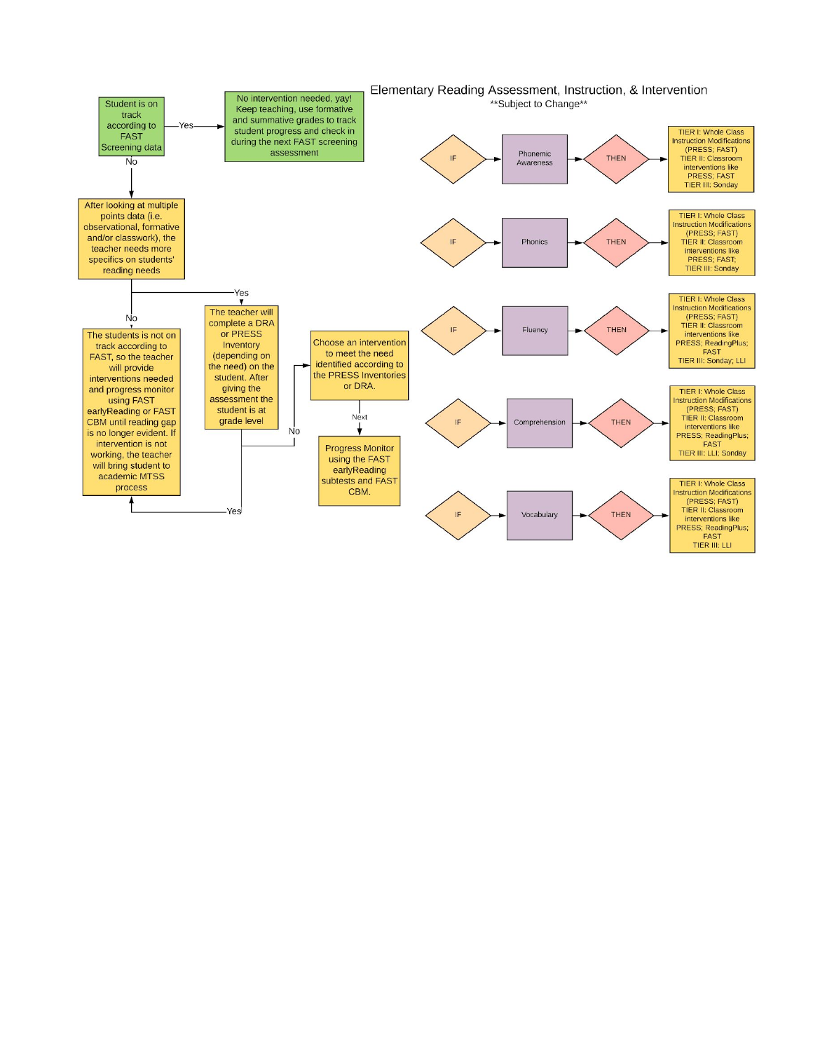# Elementary Reading Assessment, Instruction, & Intervention

**Subject to Change**

Student is on track according to FAST Screening data

- **Yes** → No intervention needed, yay! Keep teaching, use formative and summative grades to track student progress and check in during the next FAST screening assessment
- **No** → After looking at multiple points data (i.e. observational, formative and/or classwork), the teacher needs more specifics on students' reading needs
  - **No** → The students is not on track according to FAST, so the teacher will provide interventions needed and progress monitor using FAST earlyReading or FAST CBM until reading gap is no longer evident. If intervention is not working, the teacher will bring student to academic MTSS process
  - **Yes** → The teacher will complete a DRA or PRESS Inventory (depending on the need) on the student. After giving the assessment the student is at grade level
    - **Yes** → The students is not on track according to FAST, so the teacher will provide interventions needed and progress monitor using FAST earlyReading or FAST CBM until reading gap is no longer evident. If intervention is not working, the teacher will bring student to academic MTSS process
    - **No** → Choose an intervention to meet the need identified according to the PRESS Inventories or DRA.
      - **Next** → Progress Monitor using the FAST earlyReading subtests and FAST CBM.

| IF | | THEN |
| --- | --- | --- |
| IF | Phonemic Awareness | THEN: TIER I: Whole Class Instruction Modifications (PRESS; FAST) TIER II: Classroom interventions like PRESS; FAST TIER III: Sonday |
| IF | Phonics | THEN: TIER I: Whole Class Instruction Modifications (PRESS; FAST) TIER II: Classroom interventions like PRESS; FAST; TIER III: Sonday |
| IF | Fluency | THEN: TIER I: Whole Class Instruction Modifications (PRESS; FAST) TIER II: Classroom interventions like PRESS; ReadingPlus; FAST TIER III: Sonday; LLI |
| IF | Comprehension | THEN: TIER I: Whole Class Instruction Modifications (PRESS; FAST) TIER II: Classroom interventions like PRESS; ReadingPlus; FAST TIER III: LLI; Sonday |
| IF | Vocabulary | THEN: TIER I: Whole Class Instruction Modifications (PRESS; FAST) TIER II: Classroom interventions like PRESS; ReadingPlus; FAST TIER III: LLI |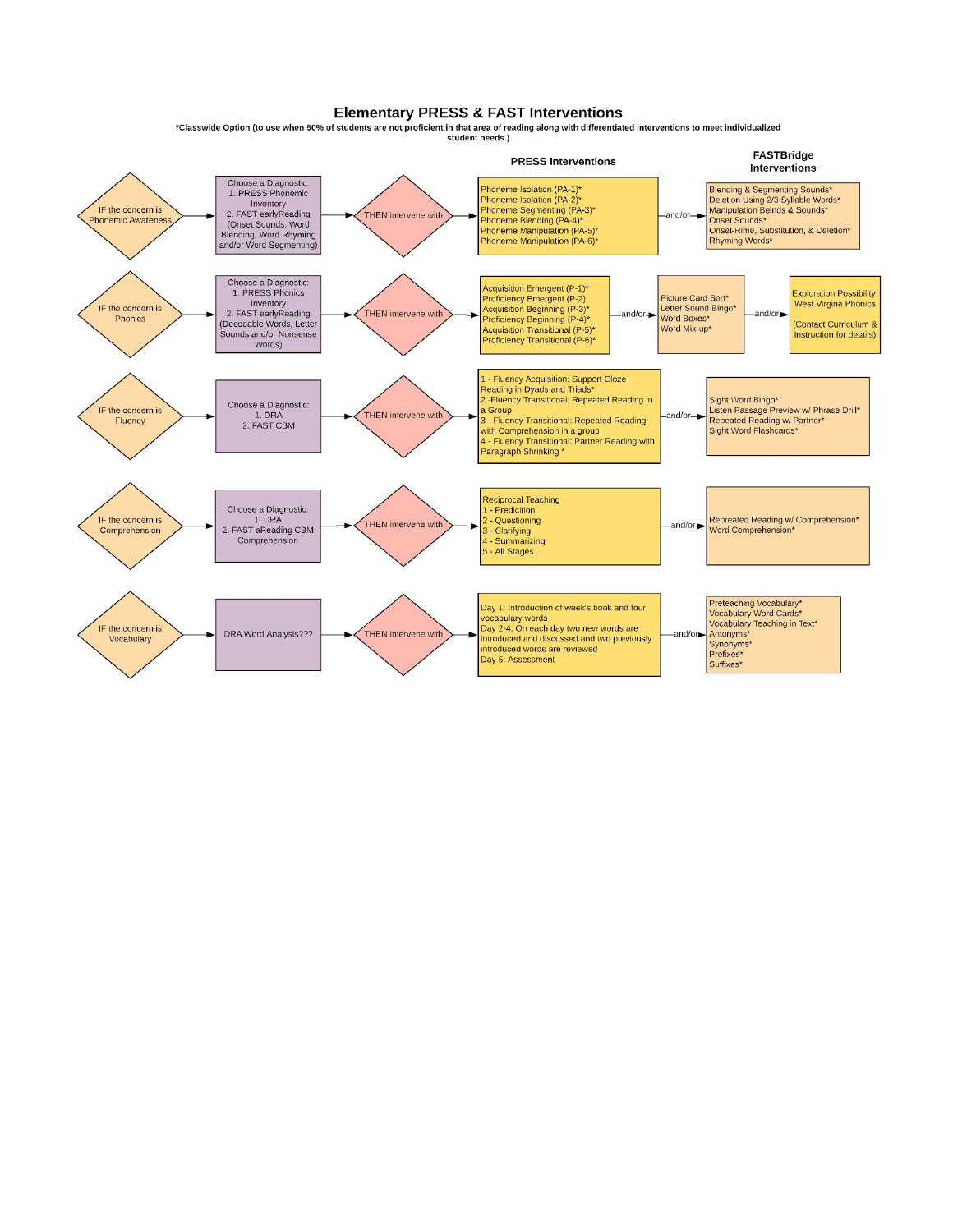# Elementary PRESS & FAST Interventions

**\*Classwide Option (to use when 50% of students are not proficient in that area of reading along with differentiated interventions to meet individualized student needs.)**

## IF the concern is Phonemic Awareness

Choose a Diagnostic:
1. PRESS Phonemic Inventory
2. FAST earlyReading (Onset Sounds, Word Blending, Word Rhyming and/or Word Segmenting)

THEN intervene with

**PRESS Interventions:**
- Phoneme Isolation (PA-1)*
- Phoneme Isolation (PA-2)*
- Phoneme Segmenting (PA-3)*
- Phoneme Blending (PA-4)*
- Phoneme Manipulation (PA-5)*
- Phoneme Manipulation (PA-6)*

and/or

**FASTBridge Interventions:**
- Blending & Segmenting Sounds*
- Deletion Using 2/3 Syllable Words*
- Manipulation Belnds & Sounds*
- Onset Sounds*
- Onset-Rime, Substitution, & Deletion*
- Rhyming Words*

## IF the concern is Phonics

Choose a Diagnostic:
1. PRESS Phonics Inventory
2. FAST earlyReading (Decodable Words, Letter Sounds and/or Nonsense Words)

THEN intervene with

**PRESS Interventions:**
- Acquisition Emergent (P-1)*
- Proficiency Emergent (P-2)
- Acquisition Beginning (P-3)*
- Proficiency Beginning (P-4)*
- Acquisition Transitional (P-5)*
- Proficiency Transitional (P-6)*

and/or

**FASTBridge Interventions:**
- Picture Card Sort*
- Letter Sound Bingo*
- Word Boxes*
- Word Mix-up*

and/or

Exploration Possibility: West Virgina Phonics

(Contact Curriculum & Instruction for details)

## IF the concern is Fluency

Choose a Diagnostic:
1. DRA
2. FAST CBM

THEN intervene with

**PRESS Interventions:**
1 - Fluency Acquisition: Support Cloze Reading in Dyads and Triads*
2 -Fluency Transitional: Repeated Reading in a Group
3 - Fluency Transitional: Repeated Reading with Comprehension in a group
4 - Fluency Transitional: Partner Reading with Paragraph Shrinking *

and/or

**FASTBridge Interventions:**
- Sight Word Bingo*
- Listen Passage Preview w/ Phrase Drill*
- Repeated Reading w/ Partner*
- Sight Word Flashcards*

## IF the concern is Comprehension

Choose a Diagnostic:
1. DRA
2. FAST aReading CBM Comprehension

THEN intervene with

**PRESS Interventions:**
Reciprocal Teaching
1 - Predicition
2 - Questioning
3 - Clarifying
4 - Summarizing
5 - All Stages

and/or

**FASTBridge Interventions:**
- Repeated Reading w/ Comprehension*
- Word Comprehension*

## IF the concern is Vocabulary

DRA Word Analysis???

THEN intervene with

**PRESS Interventions:**
- Day 1: Introduction of week's book and four vocabulary words
- Day 2-4: On each day two new words are introduced and discussed and two previously introduced words are reviewed
- Day 5: Assessment

and/or

**FASTBridge Interventions:**
- Preteaching Vocabulary*
- Vocabulary Word Cards*
- Vocabulary Teaching in Text*
- Antonyms*
- Synonyms*
- Prefixes*
- Suffixes*